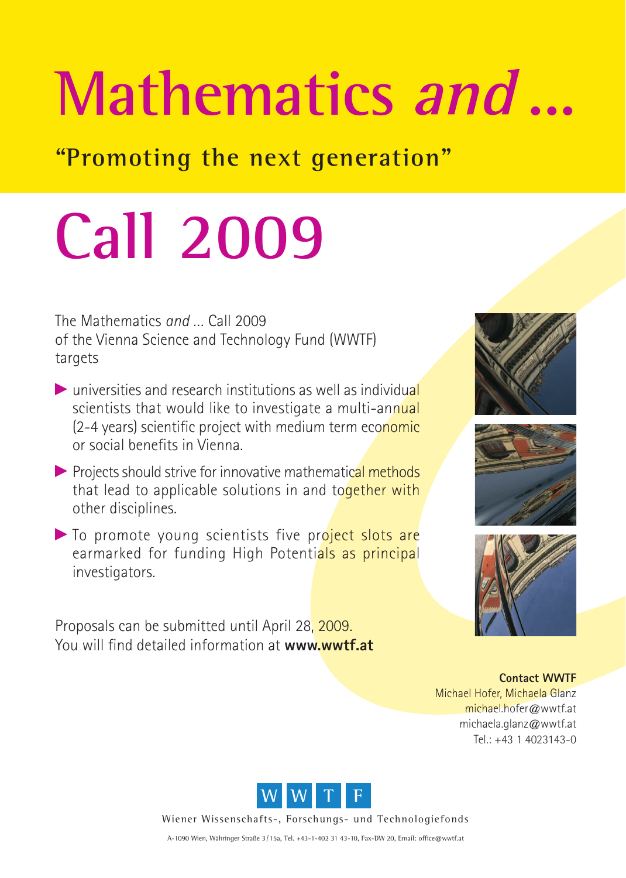# Mathematics *and* ...

## "Promoting the next generation"

# Call 2009

The Mathematics *and* ... Call 2009
of the Vienna Science and Technology Fund (WWTF)
targets

- universities and research institutions as well as individual scientists that would like to investigate a multi-annual (2-4 years) scientific project with medium term economic or social benefits in Vienna.
- Projects should strive for innovative mathematical methods that lead to applicable solutions in and together with other disciplines.
- To promote young scientists five project slots are earmarked for funding High Potentials as principal investigators.

Proposals can be submitted until April 28, 2009.
You will find detailed information at **www.wwtf.at**

**Contact WWTF**
Michael Hofer, Michaela Glanz
michael.hofer@wwtf.at
michaela.glanz@wwtf.at
Tel.: +43 1 4023143-0

WWTF

Wiener Wissenschafts-, Forschungs- und Technologiefonds

A-1090 Wien, Währinger Straße 3/15a, Tel. +43-1-402 31 43-10, Fax-DW 20, Email: office@wwtf.at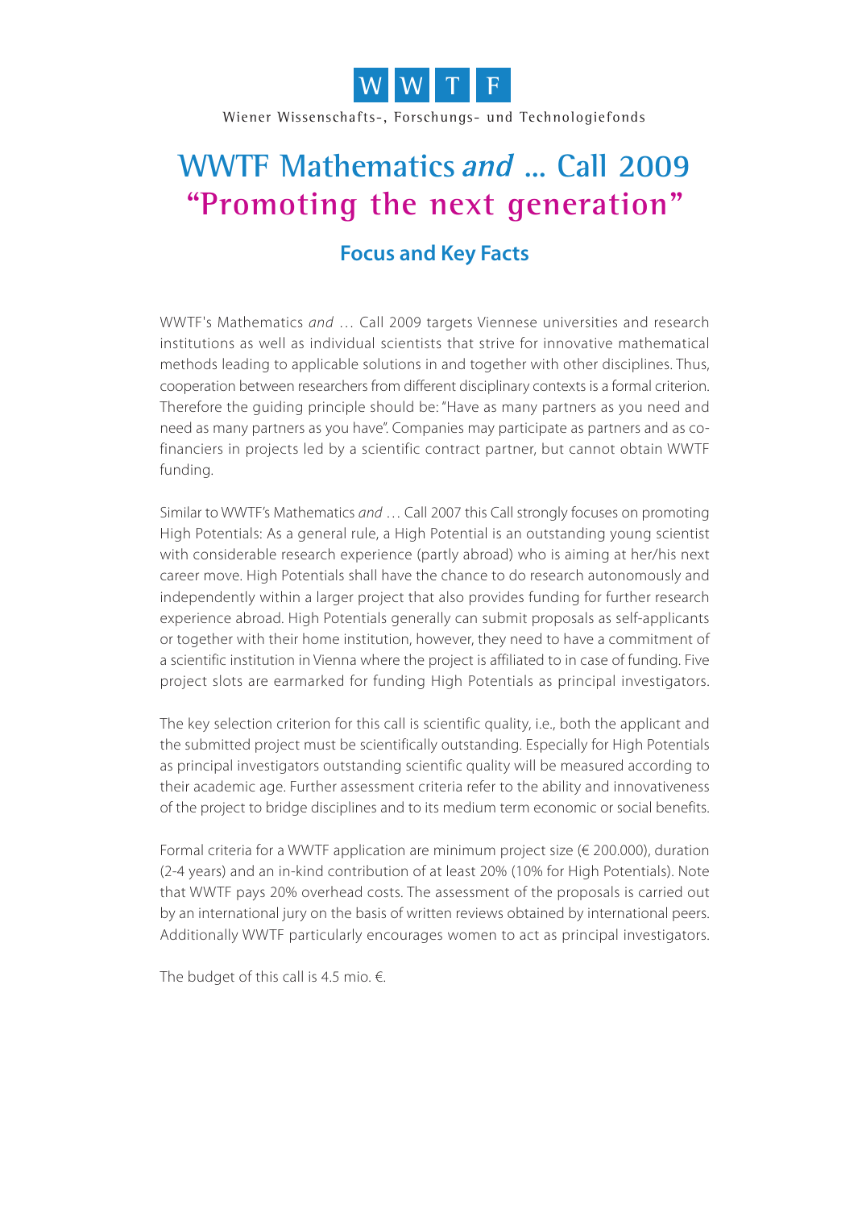W W T F

Wiener Wissenschafts-, Forschungs- und Technologiefonds

# WWTF Mathematics *and* ... Call 2009 "Promoting the next generation"

## Focus and Key Facts

WWTF's Mathematics *and* … Call 2009 targets Viennese universities and research institutions as well as individual scientists that strive for innovative mathematical methods leading to applicable solutions in and together with other disciplines. Thus, cooperation between researchers from different disciplinary contexts is a formal criterion. Therefore the guiding principle should be: "Have as many partners as you need and need as many partners as you have". Companies may participate as partners and as co-financiers in projects led by a scientific contract partner, but cannot obtain WWTF funding.

Similar to WWTF's Mathematics *and* … Call 2007 this Call strongly focuses on promoting High Potentials: As a general rule, a High Potential is an outstanding young scientist with considerable research experience (partly abroad) who is aiming at her/his next career move. High Potentials shall have the chance to do research autonomously and independently within a larger project that also provides funding for further research experience abroad. High Potentials generally can submit proposals as self-applicants or together with their home institution, however, they need to have a commitment of a scientific institution in Vienna where the project is affiliated to in case of funding. Five project slots are earmarked for funding High Potentials as principal investigators.

The key selection criterion for this call is scientific quality, i.e., both the applicant and the submitted project must be scientifically outstanding. Especially for High Potentials as principal investigators outstanding scientific quality will be measured according to their academic age. Further assessment criteria refer to the ability and innovativeness of the project to bridge disciplines and to its medium term economic or social benefits.

Formal criteria for a WWTF application are minimum project size (€ 200.000), duration (2-4 years) and an in-kind contribution of at least 20% (10% for High Potentials). Note that WWTF pays 20% overhead costs. The assessment of the proposals is carried out by an international jury on the basis of written reviews obtained by international peers. Additionally WWTF particularly encourages women to act as principal investigators.

The budget of this call is 4.5 mio. €.